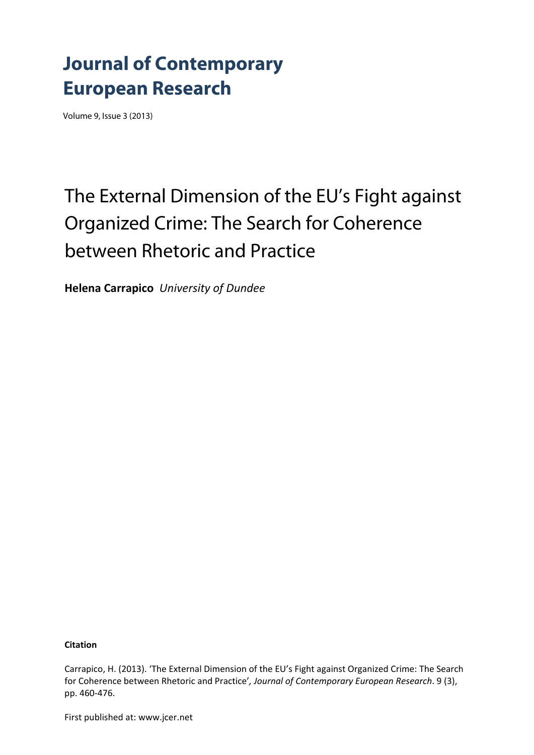# Journal of Contemporary European Research

Volume 9, Issue 3 (2013)

## The External Dimension of the EU's Fight against Organized Crime: The Search for Coherence between Rhetoric and Practice

**Helena Carrapico** *University of Dundee*

**Citation**

Carrapico, H. (2013). 'The External Dimension of the EU's Fight against Organized Crime: The Search for Coherence between Rhetoric and Practice'*, Journal of Contemporary European Research*. 9 (3), pp. 460-476.

First published at: www.jcer.net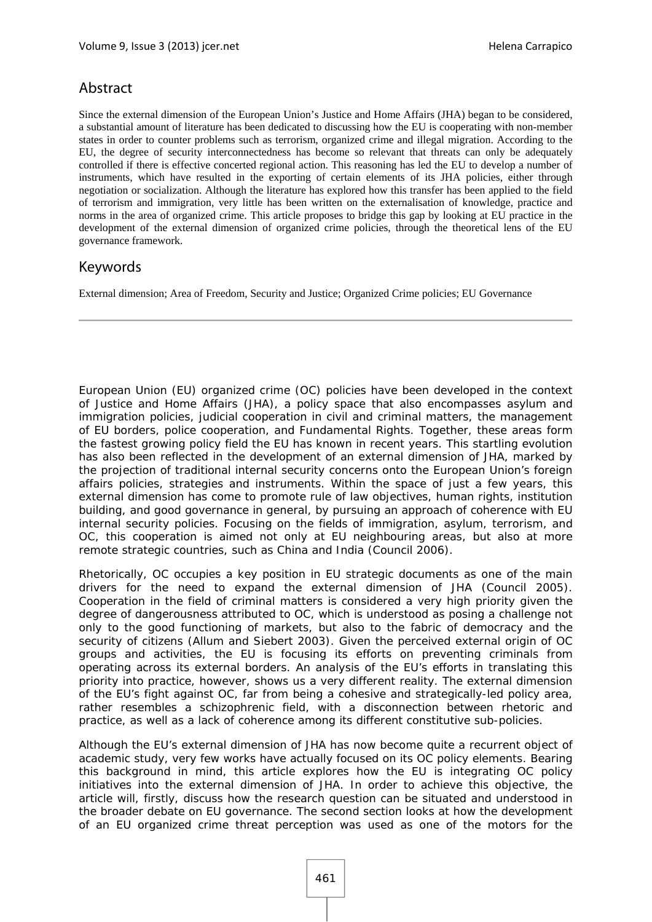## Abstract

Since the external dimension of the European Union's Justice and Home Affairs (JHA) began to be considered, a substantial amount of literature has been dedicated to discussing how the EU is cooperating with non-member states in order to counter problems such as terrorism, organized crime and illegal migration. According to the EU, the degree of security interconnectedness has become so relevant that threats can only be adequately controlled if there is effective concerted regional action. This reasoning has led the EU to develop a number of instruments, which have resulted in the exporting of certain elements of its JHA policies, either through negotiation or socialization. Although the literature has explored how this transfer has been applied to the field of terrorism and immigration, very little has been written on the externalisation of knowledge, practice and norms in the area of organized crime. This article proposes to bridge this gap by looking at EU practice in the development of the external dimension of organized crime policies, through the theoretical lens of the EU governance framework.

## Keywords

External dimension; Area of Freedom, Security and Justice; Organized Crime policies; EU Governance

---

European Union (EU) organized crime (OC) policies have been developed in the context of Justice and Home Affairs (JHA), a policy space that also encompasses asylum and immigration policies, judicial cooperation in civil and criminal matters, the management of EU borders, police cooperation, and Fundamental Rights. Together, these areas form the fastest growing policy field the EU has known in recent years. This startling evolution has also been reflected in the development of an external dimension of JHA, marked by the projection of traditional internal security concerns onto the European Union's foreign affairs policies, strategies and instruments. Within the space of just a few years, this external dimension has come to promote rule of law objectives, human rights, institution building, and good governance in general, by pursuing an approach of coherence with EU internal security policies. Focusing on the fields of immigration, asylum, terrorism, and OC, this cooperation is aimed not only at EU neighbouring areas, but also at more remote strategic countries, such as China and India (Council 2006).

Rhetorically, OC occupies a key position in EU strategic documents as one of the main drivers for the need to expand the external dimension of JHA (Council 2005). Cooperation in the field of criminal matters is considered a very high priority given the degree of dangerousness attributed to OC, which is understood as posing a challenge not only to the good functioning of markets, but also to the fabric of democracy and the security of citizens (Allum and Siebert 2003). Given the perceived external origin of OC groups and activities, the EU is focusing its efforts on preventing criminals from operating across its external borders. An analysis of the EU's efforts in translating this priority into practice, however, shows us a very different reality. The external dimension of the EU's fight against OC, far from being a cohesive and strategically-led policy area, rather resembles a schizophrenic field, with a disconnection between rhetoric and practice, as well as a lack of coherence among its different constitutive sub-policies.

Although the EU's external dimension of JHA has now become quite a recurrent object of academic study, very few works have actually focused on its OC policy elements. Bearing this background in mind, this article explores how the EU is integrating OC policy initiatives into the external dimension of JHA. In order to achieve this objective, the article will, firstly, discuss how the research question can be situated and understood in the broader debate on EU governance. The second section looks at how the development of an EU organized crime threat perception was used as one of the motors for the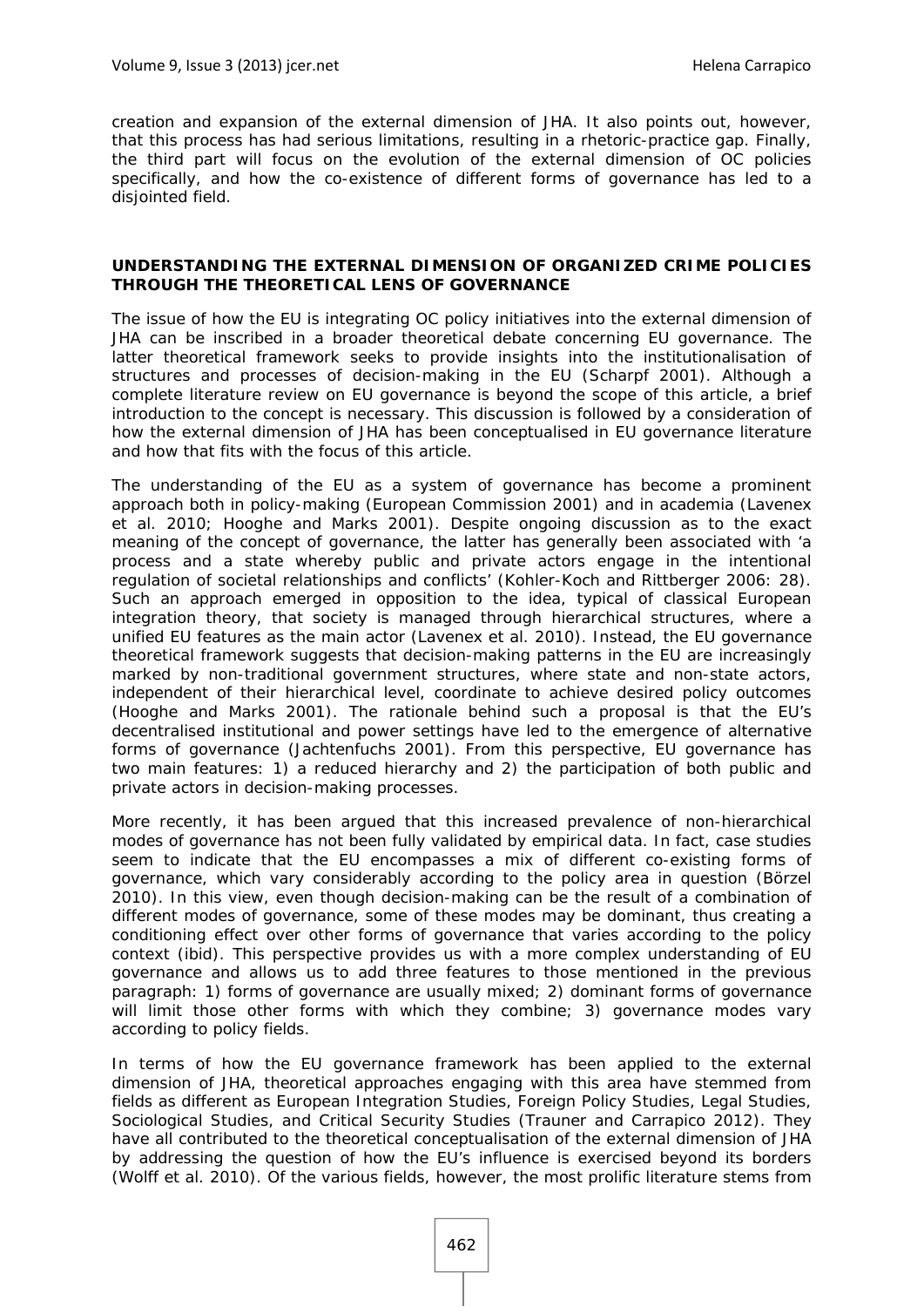creation and expansion of the external dimension of JHA. It also points out, however, that this process has had serious limitations, resulting in a rhetoric-practice gap. Finally, the third part will focus on the evolution of the external dimension of OC policies specifically, and how the co-existence of different forms of governance has led to a disjointed field.

## UNDERSTANDING THE EXTERNAL DIMENSION OF ORGANIZED CRIME POLICIES THROUGH THE THEORETICAL LENS OF GOVERNANCE

The issue of how the EU is integrating OC policy initiatives into the external dimension of JHA can be inscribed in a broader theoretical debate concerning EU governance. The latter theoretical framework seeks to provide insights into the institutionalisation of structures and processes of decision-making in the EU (Scharpf 2001). Although a complete literature review on EU governance is beyond the scope of this article, a brief introduction to the concept is necessary. This discussion is followed by a consideration of how the external dimension of JHA has been conceptualised in EU governance literature and how that fits with the focus of this article.

The understanding of the EU as a system of governance has become a prominent approach both in policy-making (European Commission 2001) and in academia (Lavenex et al. 2010; Hooghe and Marks 2001). Despite ongoing discussion as to the exact meaning of the concept of governance, the latter has generally been associated with 'a process and a state whereby public and private actors engage in the intentional regulation of societal relationships and conflicts' (Kohler-Koch and Rittberger 2006: 28). Such an approach emerged in opposition to the idea, typical of classical European integration theory, that society is managed through hierarchical structures, where a unified EU features as the main actor (Lavenex et al. 2010). Instead, the EU governance theoretical framework suggests that decision-making patterns in the EU are increasingly marked by non-traditional government structures, where state and non-state actors, independent of their hierarchical level, coordinate to achieve desired policy outcomes (Hooghe and Marks 2001). The rationale behind such a proposal is that the EU's decentralised institutional and power settings have led to the emergence of alternative forms of governance (Jachtenfuchs 2001). From this perspective, EU governance has two main features: 1) a reduced hierarchy and 2) the participation of both public and private actors in decision-making processes.

More recently, it has been argued that this increased prevalence of non-hierarchical modes of governance has not been fully validated by empirical data. In fact, case studies seem to indicate that the EU encompasses a mix of different co-existing forms of governance, which vary considerably according to the policy area in question (Börzel 2010). In this view, even though decision-making can be the result of a combination of different modes of governance, some of these modes may be dominant, thus creating a conditioning effect over other forms of governance that varies according to the policy context (ibid). This perspective provides us with a more complex understanding of EU governance and allows us to add three features to those mentioned in the previous paragraph: 1) forms of governance are usually mixed; 2) dominant forms of governance will limit those other forms with which they combine; 3) governance modes vary according to policy fields.

In terms of how the EU governance framework has been applied to the external dimension of JHA, theoretical approaches engaging with this area have stemmed from fields as different as European Integration Studies, Foreign Policy Studies, Legal Studies, Sociological Studies, and Critical Security Studies (Trauner and Carrapico 2012). They have all contributed to the theoretical conceptualisation of the external dimension of JHA by addressing the question of how the EU's influence is exercised beyond its borders (Wolff et al. 2010). Of the various fields, however, the most prolific literature stems from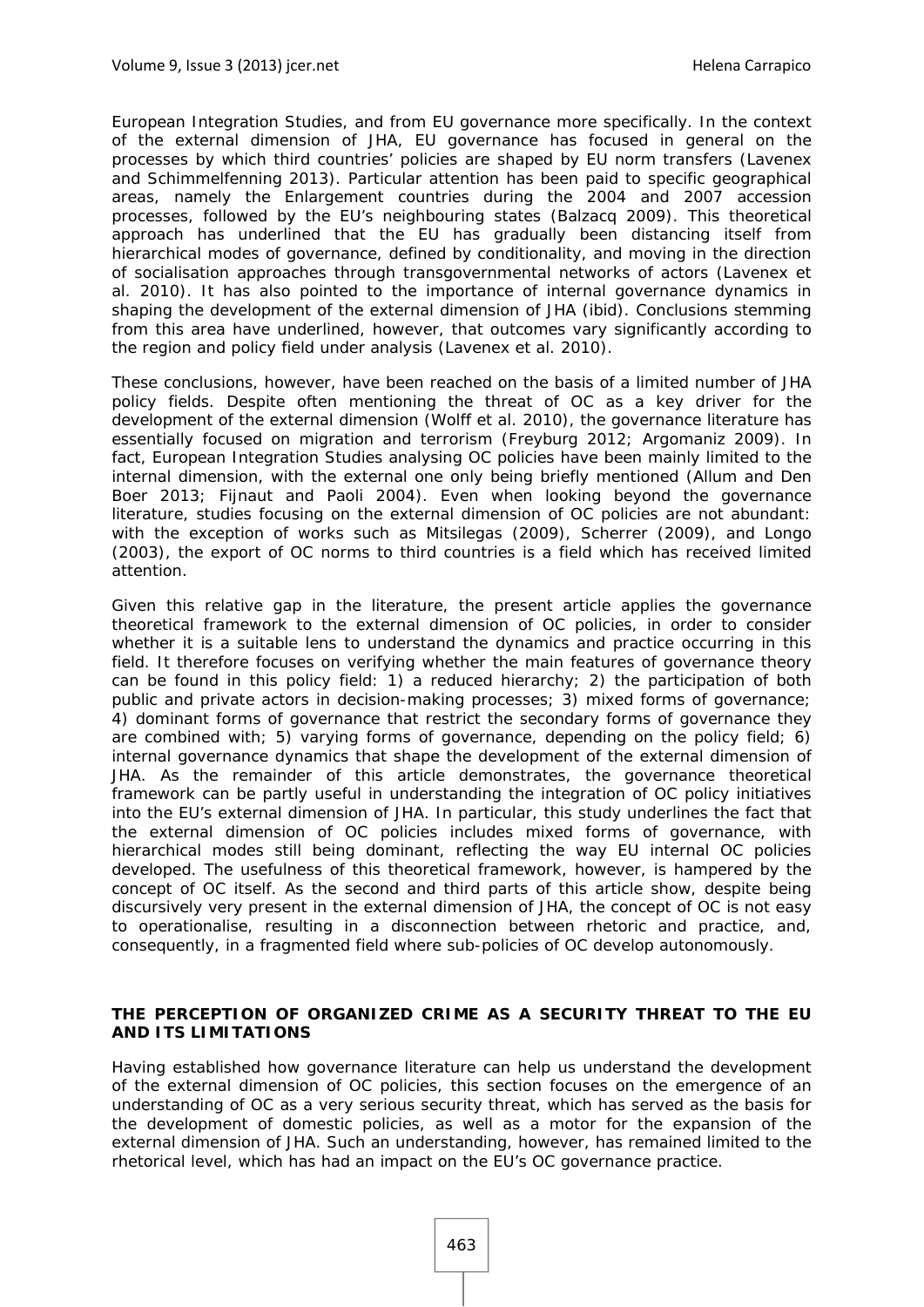European Integration Studies, and from EU governance more specifically. In the context of the external dimension of JHA, EU governance has focused in general on the processes by which third countries' policies are shaped by EU norm transfers (Lavenex and Schimmelfenning 2013). Particular attention has been paid to specific geographical areas, namely the Enlargement countries during the 2004 and 2007 accession processes, followed by the EU's neighbouring states (Balzacq 2009). This theoretical approach has underlined that the EU has gradually been distancing itself from hierarchical modes of governance, defined by conditionality, and moving in the direction of socialisation approaches through transgovernmental networks of actors (Lavenex et al. 2010). It has also pointed to the importance of internal governance dynamics in shaping the development of the external dimension of JHA (ibid). Conclusions stemming from this area have underlined, however, that outcomes vary significantly according to the region and policy field under analysis (Lavenex et al. 2010).

These conclusions, however, have been reached on the basis of a limited number of JHA policy fields. Despite often mentioning the threat of OC as a key driver for the development of the external dimension (Wolff et al. 2010), the governance literature has essentially focused on migration and terrorism (Freyburg 2012; Argomaniz 2009). In fact, European Integration Studies analysing OC policies have been mainly limited to the internal dimension, with the external one only being briefly mentioned (Allum and Den Boer 2013; Fijnaut and Paoli 2004). Even when looking beyond the governance literature, studies focusing on the external dimension of OC policies are not abundant: with the exception of works such as Mitsilegas (2009), Scherrer (2009), and Longo (2003), the export of OC norms to third countries is a field which has received limited attention.

Given this relative gap in the literature, the present article applies the governance theoretical framework to the external dimension of OC policies, in order to consider whether it is a suitable lens to understand the dynamics and practice occurring in this field. It therefore focuses on verifying whether the main features of governance theory can be found in this policy field: 1) a reduced hierarchy; 2) the participation of both public and private actors in decision-making processes; 3) mixed forms of governance; 4) dominant forms of governance that restrict the secondary forms of governance they are combined with; 5) varying forms of governance, depending on the policy field; 6) internal governance dynamics that shape the development of the external dimension of JHA. As the remainder of this article demonstrates, the governance theoretical framework can be partly useful in understanding the integration of OC policy initiatives into the EU's external dimension of JHA. In particular, this study underlines the fact that the external dimension of OC policies includes mixed forms of governance, with hierarchical modes still being dominant, reflecting the way EU internal OC policies developed. The usefulness of this theoretical framework, however, is hampered by the concept of OC itself. As the second and third parts of this article show, despite being discursively very present in the external dimension of JHA, the concept of OC is not easy to operationalise, resulting in a disconnection between rhetoric and practice, and, consequently, in a fragmented field where sub-policies of OC develop autonomously.

## THE PERCEPTION OF ORGANIZED CRIME AS A SECURITY THREAT TO THE EU AND ITS LIMITATIONS

Having established how governance literature can help us understand the development of the external dimension of OC policies, this section focuses on the emergence of an understanding of OC as a very serious security threat, which has served as the basis for the development of domestic policies, as well as a motor for the expansion of the external dimension of JHA. Such an understanding, however, has remained limited to the rhetorical level, which has had an impact on the EU's OC governance practice.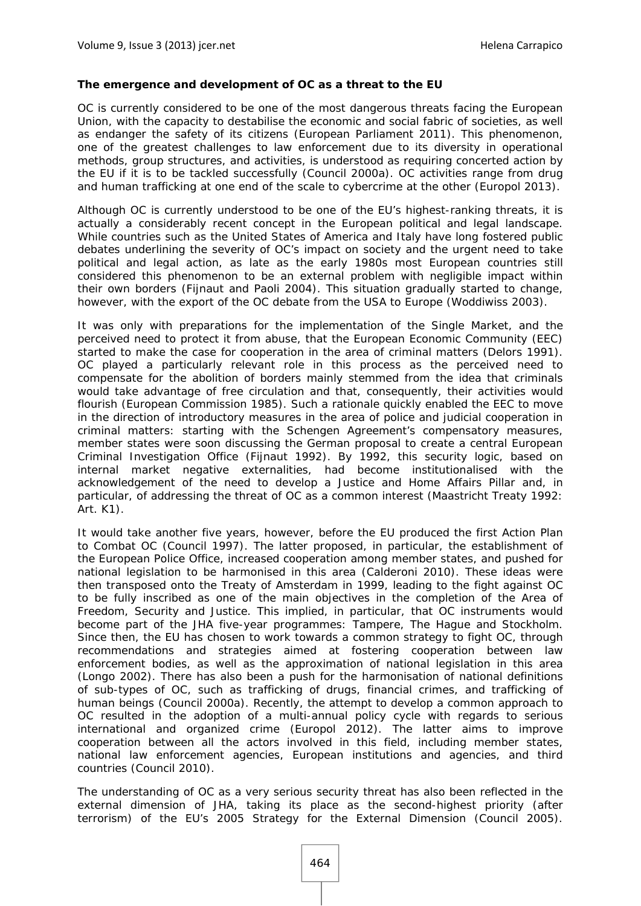**The emergence and development of OC as a threat to the EU**

OC is currently considered to be one of the most dangerous threats facing the European Union, with the capacity to destabilise the economic and social fabric of societies, as well as endanger the safety of its citizens (European Parliament 2011). This phenomenon, one of the greatest challenges to law enforcement due to its diversity in operational methods, group structures, and activities, is understood as requiring concerted action by the EU if it is to be tackled successfully (Council 2000a). OC activities range from drug and human trafficking at one end of the scale to cybercrime at the other (Europol 2013).

Although OC is currently understood to be one of the EU's highest-ranking threats, it is actually a considerably recent concept in the European political and legal landscape. While countries such as the United States of America and Italy have long fostered public debates underlining the severity of OC's impact on society and the urgent need to take political and legal action, as late as the early 1980s most European countries still considered this phenomenon to be an external problem with negligible impact within their own borders (Fijnaut and Paoli 2004). This situation gradually started to change, however, with the export of the OC debate from the USA to Europe (Woddiwiss 2003).

It was only with preparations for the implementation of the Single Market, and the perceived need to protect it from abuse, that the European Economic Community (EEC) started to make the case for cooperation in the area of criminal matters (Delors 1991). OC played a particularly relevant role in this process as the perceived need to compensate for the abolition of borders mainly stemmed from the idea that criminals would take advantage of free circulation and that, consequently, their activities would flourish (European Commission 1985). Such a rationale quickly enabled the EEC to move in the direction of introductory measures in the area of police and judicial cooperation in criminal matters: starting with the Schengen Agreement's compensatory measures, member states were soon discussing the German proposal to create a central European Criminal Investigation Office (Fijnaut 1992). By 1992, this security logic, based on internal market negative externalities, had become institutionalised with the acknowledgement of the need to develop a Justice and Home Affairs Pillar and, in particular, of addressing the threat of OC as a common interest (Maastricht Treaty 1992: Art. K1).

It would take another five years, however, before the EU produced the first Action Plan to Combat OC (Council 1997). The latter proposed, in particular, the establishment of the European Police Office, increased cooperation among member states, and pushed for national legislation to be harmonised in this area (Calderoni 2010). These ideas were then transposed onto the Treaty of Amsterdam in 1999, leading to the fight against OC to be fully inscribed as one of the main objectives in the completion of the Area of Freedom, Security and Justice. This implied, in particular, that OC instruments would become part of the JHA five-year programmes: Tampere, The Hague and Stockholm. Since then, the EU has chosen to work towards a common strategy to fight OC, through recommendations and strategies aimed at fostering cooperation between law enforcement bodies, as well as the approximation of national legislation in this area (Longo 2002). There has also been a push for the harmonisation of national definitions of sub-types of OC, such as trafficking of drugs, financial crimes, and trafficking of human beings (Council 2000a). Recently, the attempt to develop a common approach to OC resulted in the adoption of a multi-annual policy cycle with regards to serious international and organized crime (Europol 2012). The latter aims to improve cooperation between all the actors involved in this field, including member states, national law enforcement agencies, European institutions and agencies, and third countries (Council 2010).

The understanding of OC as a very serious security threat has also been reflected in the external dimension of JHA, taking its place as the second-highest priority (after terrorism) of the EU's 2005 Strategy for the External Dimension (Council 2005).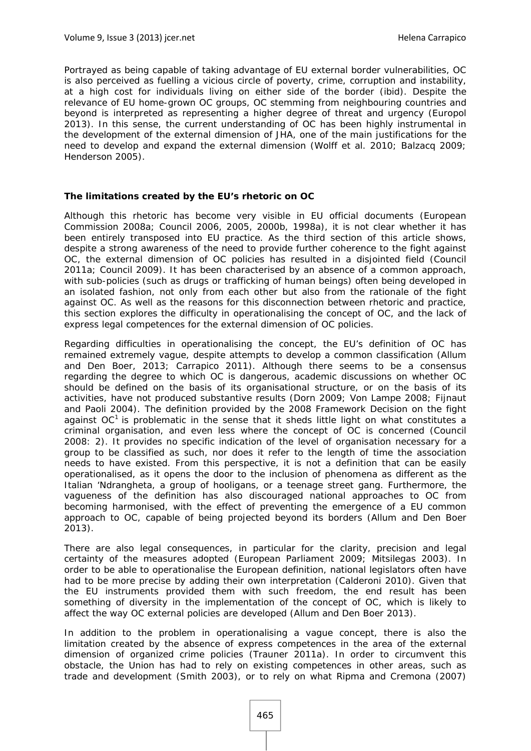Portrayed as being capable of taking advantage of EU external border vulnerabilities, OC is also perceived as fuelling a vicious circle of poverty, crime, corruption and instability, at a high cost for individuals living on either side of the border (ibid). Despite the relevance of EU home-grown OC groups, OC stemming from neighbouring countries and beyond is interpreted as representing a higher degree of threat and urgency (Europol 2013). In this sense, the current understanding of OC has been highly instrumental in the development of the external dimension of JHA, one of the main justifications for the need to develop and expand the external dimension (Wolff et al. 2010; Balzacq 2009; Henderson 2005).

### The limitations created by the EU's rhetoric on OC

Although this rhetoric has become very visible in EU official documents (European Commission 2008a; Council 2006, 2005, 2000b, 1998a), it is not clear whether it has been entirely transposed into EU practice. As the third section of this article shows, despite a strong awareness of the need to provide further coherence to the fight against OC, the external dimension of OC policies has resulted in a disjointed field (Council 2011a; Council 2009). It has been characterised by an absence of a common approach, with sub-policies (such as drugs or trafficking of human beings) often being developed in an isolated fashion, not only from each other but also from the rationale of the fight against OC. As well as the reasons for this disconnection between rhetoric and practice, this section explores the difficulty in operationalising the concept of OC, and the lack of express legal competences for the external dimension of OC policies.

Regarding difficulties in operationalising the concept, the EU's definition of OC has remained extremely vague, despite attempts to develop a common classification (Allum and Den Boer, 2013; Carrapico 2011). Although there seems to be a consensus regarding the degree to which OC is dangerous, academic discussions on whether OC should be defined on the basis of its organisational structure, or on the basis of its activities, have not produced substantive results (Dorn 2009; Von Lampe 2008; Fijnaut and Paoli 2004). The definition provided by the 2008 Framework Decision on the fight against OC[1] is problematic in the sense that it sheds little light on what constitutes a criminal organisation, and even less where the concept of OC is concerned (Council 2008: 2). It provides no specific indication of the level of organisation necessary for a group to be classified as such, nor does it refer to the length of time the association needs to have existed. From this perspective, it is not a definition that can be easily operationalised, as it opens the door to the inclusion of phenomena as different as the Italian 'Ndrangheta, a group of hooligans, or a teenage street gang. Furthermore, the vagueness of the definition has also discouraged national approaches to OC from becoming harmonised, with the effect of preventing the emergence of a EU common approach to OC, capable of being projected beyond its borders (Allum and Den Boer 2013).

There are also legal consequences, in particular for the clarity, precision and legal certainty of the measures adopted (European Parliament 2009; Mitsilegas 2003). In order to be able to operationalise the European definition, national legislators often have had to be more precise by adding their own interpretation (Calderoni 2010). Given that the EU instruments provided them with such freedom, the end result has been something of diversity in the implementation of the concept of OC, which is likely to affect the way OC external policies are developed (Allum and Den Boer 2013).

In addition to the problem in operationalising a vague concept, there is also the limitation created by the absence of express competences in the area of the external dimension of organized crime policies (Trauner 2011a). In order to circumvent this obstacle, the Union has had to rely on existing competences in other areas, such as trade and development (Smith 2003), or to rely on what Ripma and Cremona (2007)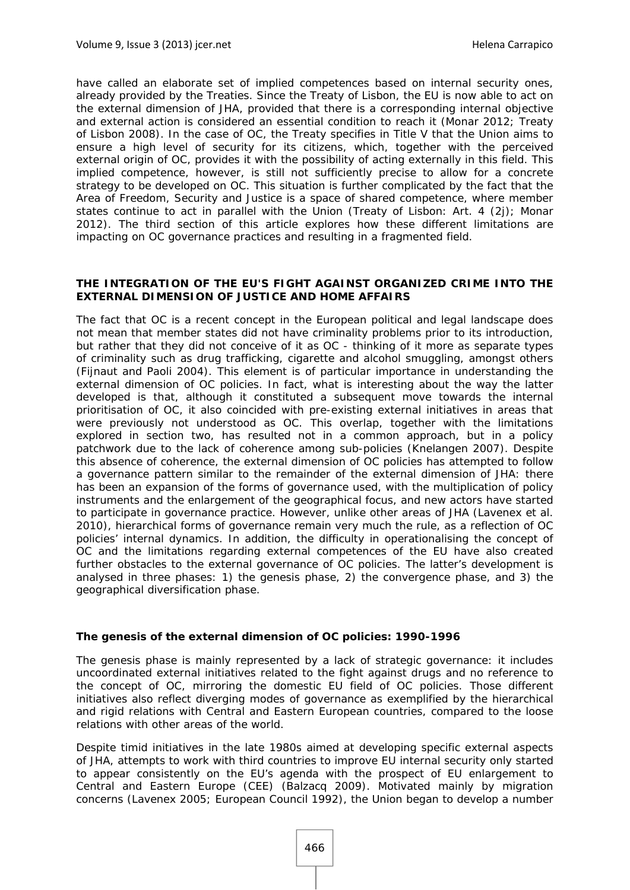have called an elaborate set of implied competences based on internal security ones, already provided by the Treaties. Since the Treaty of Lisbon, the EU is now able to act on the external dimension of JHA, provided that there is a corresponding internal objective and external action is considered an essential condition to reach it (Monar 2012; Treaty of Lisbon 2008). In the case of OC, the Treaty specifies in Title V that the Union aims to ensure a high level of security for its citizens, which, together with the perceived external origin of OC, provides it with the possibility of acting externally in this field. This implied competence, however, is still not sufficiently precise to allow for a concrete strategy to be developed on OC. This situation is further complicated by the fact that the Area of Freedom, Security and Justice is a space of shared competence, where member states continue to act in parallel with the Union (Treaty of Lisbon: Art. 4 (2j); Monar 2012). The third section of this article explores how these different limitations are impacting on OC governance practices and resulting in a fragmented field.

## THE INTEGRATION OF THE EU'S FIGHT AGAINST ORGANIZED CRIME INTO THE EXTERNAL DIMENSION OF JUSTICE AND HOME AFFAIRS

The fact that OC is a recent concept in the European political and legal landscape does not mean that member states did not have criminality problems prior to its introduction, but rather that they did not conceive of it as OC - thinking of it more as separate types of criminality such as drug trafficking, cigarette and alcohol smuggling, amongst others (Fijnaut and Paoli 2004). This element is of particular importance in understanding the external dimension of OC policies. In fact, what is interesting about the way the latter developed is that, although it constituted a subsequent move towards the internal prioritisation of OC, it also coincided with pre-existing external initiatives in areas that were previously not understood as OC. This overlap, together with the limitations explored in section two, has resulted not in a common approach, but in a policy patchwork due to the lack of coherence among sub-policies (Knelangen 2007). Despite this absence of coherence, the external dimension of OC policies has attempted to follow a governance pattern similar to the remainder of the external dimension of JHA: there has been an expansion of the forms of governance used, with the multiplication of policy instruments and the enlargement of the geographical focus, and new actors have started to participate in governance practice. However, unlike other areas of JHA (Lavenex et al. 2010), hierarchical forms of governance remain very much the rule, as a reflection of OC policies' internal dynamics. In addition, the difficulty in operationalising the concept of OC and the limitations regarding external competences of the EU have also created further obstacles to the external governance of OC policies. The latter's development is analysed in three phases: 1) the genesis phase, 2) the convergence phase, and 3) the geographical diversification phase.

### The genesis of the external dimension of OC policies: 1990-1996

The genesis phase is mainly represented by a lack of strategic governance: it includes uncoordinated external initiatives related to the fight against drugs and no reference to the concept of OC, mirroring the domestic EU field of OC policies. Those different initiatives also reflect diverging modes of governance as exemplified by the hierarchical and rigid relations with Central and Eastern European countries, compared to the loose relations with other areas of the world.

Despite timid initiatives in the late 1980s aimed at developing specific external aspects of JHA, attempts to work with third countries to improve EU internal security only started to appear consistently on the EU's agenda with the prospect of EU enlargement to Central and Eastern Europe (CEE) (Balzacq 2009). Motivated mainly by migration concerns (Lavenex 2005; European Council 1992), the Union began to develop a number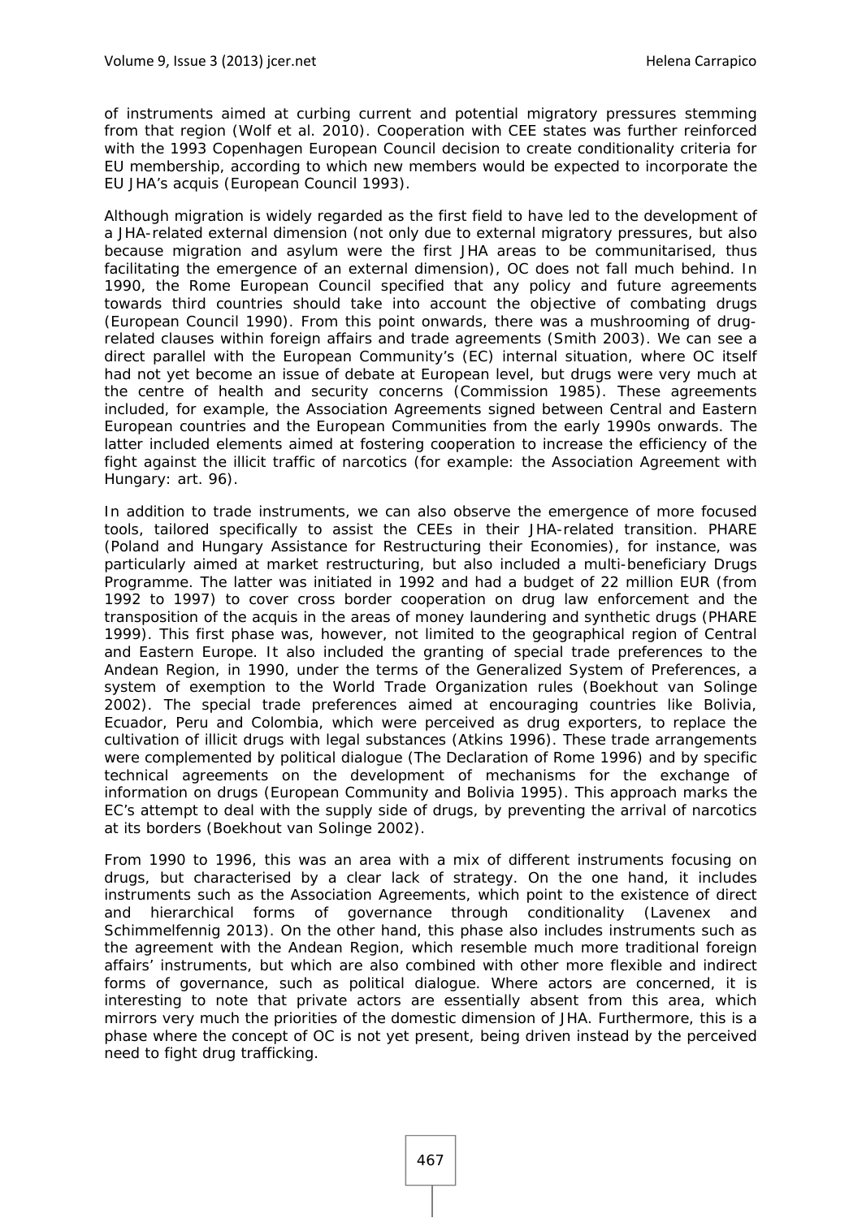of instruments aimed at curbing current and potential migratory pressures stemming from that region (Wolf et al. 2010). Cooperation with CEE states was further reinforced with the 1993 Copenhagen European Council decision to create conditionality criteria for EU membership, according to which new members would be expected to incorporate the EU JHA's acquis (European Council 1993).

Although migration is widely regarded as the first field to have led to the development of a JHA-related external dimension (not only due to external migratory pressures, but also because migration and asylum were the first JHA areas to be communitarised, thus facilitating the emergence of an external dimension), OC does not fall much behind. In 1990, the Rome European Council specified that any policy and future agreements towards third countries should take into account the objective of combating drugs (European Council 1990). From this point onwards, there was a mushrooming of drug-related clauses within foreign affairs and trade agreements (Smith 2003). We can see a direct parallel with the European Community's (EC) internal situation, where OC itself had not yet become an issue of debate at European level, but drugs were very much at the centre of health and security concerns (Commission 1985). These agreements included, for example, the Association Agreements signed between Central and Eastern European countries and the European Communities from the early 1990s onwards. The latter included elements aimed at fostering cooperation to increase the efficiency of the fight against the illicit traffic of narcotics (for example: the Association Agreement with Hungary: art. 96).

In addition to trade instruments, we can also observe the emergence of more focused tools, tailored specifically to assist the CEEs in their JHA-related transition. PHARE (Poland and Hungary Assistance for Restructuring their Economies), for instance, was particularly aimed at market restructuring, but also included a multi-beneficiary Drugs Programme. The latter was initiated in 1992 and had a budget of 22 million EUR (from 1992 to 1997) to cover cross border cooperation on drug law enforcement and the transposition of the acquis in the areas of money laundering and synthetic drugs (PHARE 1999). This first phase was, however, not limited to the geographical region of Central and Eastern Europe. It also included the granting of special trade preferences to the Andean Region, in 1990, under the terms of the Generalized System of Preferences, a system of exemption to the World Trade Organization rules (Boekhout van Solinge 2002). The special trade preferences aimed at encouraging countries like Bolivia, Ecuador, Peru and Colombia, which were perceived as drug exporters, to replace the cultivation of illicit drugs with legal substances (Atkins 1996). These trade arrangements were complemented by political dialogue (The Declaration of Rome 1996) and by specific technical agreements on the development of mechanisms for the exchange of information on drugs (European Community and Bolivia 1995). This approach marks the EC's attempt to deal with the supply side of drugs, by preventing the arrival of narcotics at its borders (Boekhout van Solinge 2002).

From 1990 to 1996, this was an area with a mix of different instruments focusing on drugs, but characterised by a clear lack of strategy. On the one hand, it includes instruments such as the Association Agreements, which point to the existence of direct and hierarchical forms of governance through conditionality (Lavenex and Schimmelfennig 2013). On the other hand, this phase also includes instruments such as the agreement with the Andean Region, which resemble much more traditional foreign affairs' instruments, but which are also combined with other more flexible and indirect forms of governance, such as political dialogue. Where actors are concerned, it is interesting to note that private actors are essentially absent from this area, which mirrors very much the priorities of the domestic dimension of JHA. Furthermore, this is a phase where the concept of OC is not yet present, being driven instead by the perceived need to fight drug trafficking.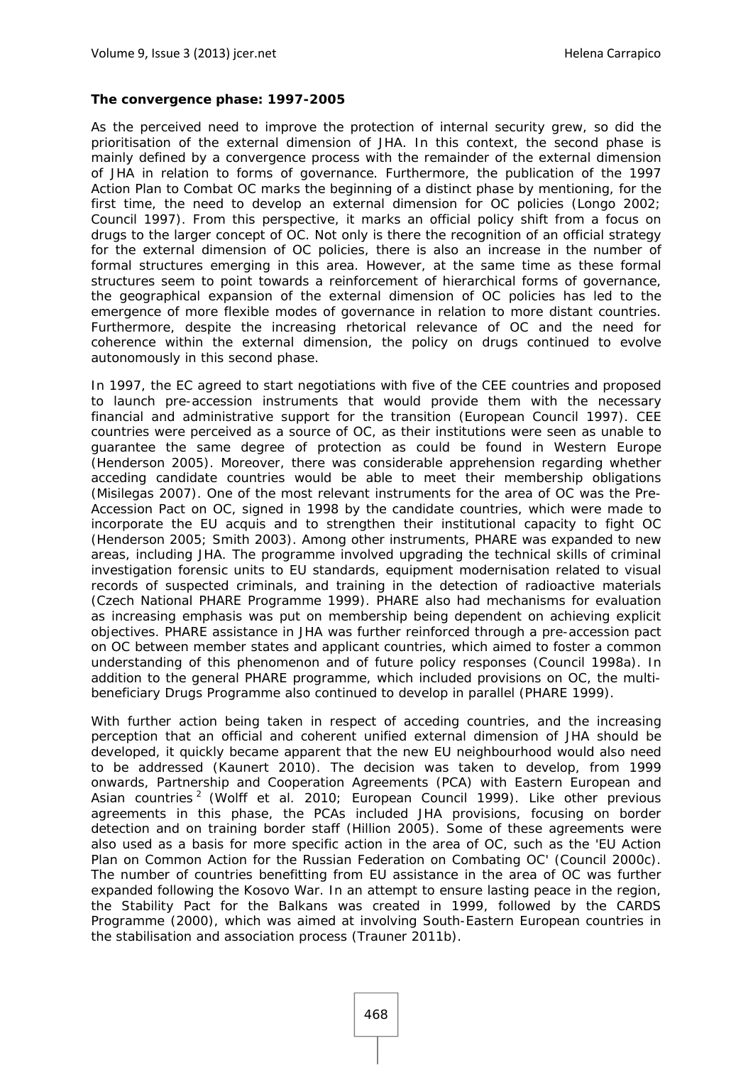**The convergence phase: 1997-2005**

As the perceived need to improve the protection of internal security grew, so did the prioritisation of the external dimension of JHA. In this context, the second phase is mainly defined by a convergence process with the remainder of the external dimension of JHA in relation to forms of governance. Furthermore, the publication of the 1997 Action Plan to Combat OC marks the beginning of a distinct phase by mentioning, for the first time, the need to develop an external dimension for OC policies (Longo 2002; Council 1997). From this perspective, it marks an official policy shift from a focus on drugs to the larger concept of OC. Not only is there the recognition of an official strategy for the external dimension of OC policies, there is also an increase in the number of formal structures emerging in this area. However, at the same time as these formal structures seem to point towards a reinforcement of hierarchical forms of governance, the geographical expansion of the external dimension of OC policies has led to the emergence of more flexible modes of governance in relation to more distant countries. Furthermore, despite the increasing rhetorical relevance of OC and the need for coherence within the external dimension, the policy on drugs continued to evolve autonomously in this second phase.

In 1997, the EC agreed to start negotiations with five of the CEE countries and proposed to launch pre-accession instruments that would provide them with the necessary financial and administrative support for the transition (European Council 1997). CEE countries were perceived as a source of OC, as their institutions were seen as unable to guarantee the same degree of protection as could be found in Western Europe (Henderson 2005). Moreover, there was considerable apprehension regarding whether acceding candidate countries would be able to meet their membership obligations (Misilegas 2007). One of the most relevant instruments for the area of OC was the Pre-Accession Pact on OC, signed in 1998 by the candidate countries, which were made to incorporate the EU acquis and to strengthen their institutional capacity to fight OC (Henderson 2005; Smith 2003). Among other instruments, PHARE was expanded to new areas, including JHA. The programme involved upgrading the technical skills of criminal investigation forensic units to EU standards, equipment modernisation related to visual records of suspected criminals, and training in the detection of radioactive materials (Czech National PHARE Programme 1999). PHARE also had mechanisms for evaluation as increasing emphasis was put on membership being dependent on achieving explicit objectives. PHARE assistance in JHA was further reinforced through a pre-accession pact on OC between member states and applicant countries, which aimed to foster a common understanding of this phenomenon and of future policy responses (Council 1998a). In addition to the general PHARE programme, which included provisions on OC, the multi-beneficiary Drugs Programme also continued to develop in parallel (PHARE 1999).

With further action being taken in respect of acceding countries, and the increasing perception that an official and coherent unified external dimension of JHA should be developed, it quickly became apparent that the new EU neighbourhood would also need to be addressed (Kaunert 2010). The decision was taken to develop, from 1999 onwards, Partnership and Cooperation Agreements (PCA) with Eastern European and Asian countries [2] (Wolff et al. 2010; European Council 1999). Like other previous agreements in this phase, the PCAs included JHA provisions, focusing on border detection and on training border staff (Hillion 2005). Some of these agreements were also used as a basis for more specific action in the area of OC, such as the 'EU Action Plan on Common Action for the Russian Federation on Combating OC' (Council 2000c). The number of countries benefitting from EU assistance in the area of OC was further expanded following the Kosovo War. In an attempt to ensure lasting peace in the region, the Stability Pact for the Balkans was created in 1999, followed by the CARDS Programme (2000), which was aimed at involving South-Eastern European countries in the stabilisation and association process (Trauner 2011b).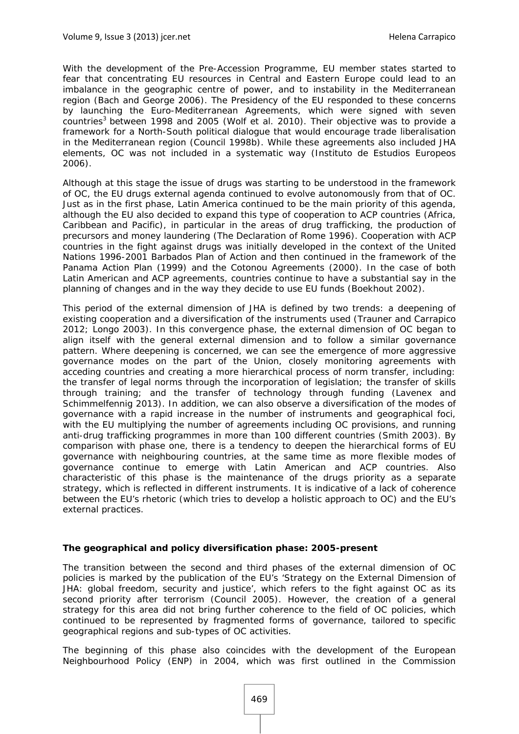With the development of the Pre-Accession Programme, EU member states started to fear that concentrating EU resources in Central and Eastern Europe could lead to an imbalance in the geographic centre of power, and to instability in the Mediterranean region (Bach and George 2006). The Presidency of the EU responded to these concerns by launching the Euro-Mediterranean Agreements, which were signed with seven countries[3] between 1998 and 2005 (Wolf et al. 2010). Their objective was to provide a framework for a North-South political dialogue that would encourage trade liberalisation in the Mediterranean region (Council 1998b). While these agreements also included JHA elements, OC was not included in a systematic way (Instituto de Estudios Europeos 2006).

Although at this stage the issue of drugs was starting to be understood in the framework of OC, the EU drugs external agenda continued to evolve autonomously from that of OC. Just as in the first phase, Latin America continued to be the main priority of this agenda, although the EU also decided to expand this type of cooperation to ACP countries (Africa, Caribbean and Pacific), in particular in the areas of drug trafficking, the production of precursors and money laundering (The Declaration of Rome 1996). Cooperation with ACP countries in the fight against drugs was initially developed in the context of the United Nations 1996-2001 Barbados Plan of Action and then continued in the framework of the Panama Action Plan (1999) and the Cotonou Agreements (2000). In the case of both Latin American and ACP agreements, countries continue to have a substantial say in the planning of changes and in the way they decide to use EU funds (Boekhout 2002).

This period of the external dimension of JHA is defined by two trends: a deepening of existing cooperation and a diversification of the instruments used (Trauner and Carrapico 2012; Longo 2003). In this convergence phase, the external dimension of OC began to align itself with the general external dimension and to follow a similar governance pattern. Where deepening is concerned, we can see the emergence of more aggressive governance modes on the part of the Union, closely monitoring agreements with acceding countries and creating a more hierarchical process of norm transfer, including: the transfer of legal norms through the incorporation of legislation; the transfer of skills through training; and the transfer of technology through funding (Lavenex and Schimmelfennig 2013). In addition, we can also observe a diversification of the modes of governance with a rapid increase in the number of instruments and geographical foci, with the EU multiplying the number of agreements including OC provisions, and running anti-drug trafficking programmes in more than 100 different countries (Smith 2003). By comparison with phase one, there is a tendency to deepen the hierarchical forms of EU governance with neighbouring countries, at the same time as more flexible modes of governance continue to emerge with Latin American and ACP countries. Also characteristic of this phase is the maintenance of the drugs priority as a separate strategy, which is reflected in different instruments. It is indicative of a lack of coherence between the EU's rhetoric (which tries to develop a holistic approach to OC) and the EU's external practices.

### The geographical and policy diversification phase: 2005-present

The transition between the second and third phases of the external dimension of OC policies is marked by the publication of the EU's 'Strategy on the External Dimension of JHA: global freedom, security and justice', which refers to the fight against OC as its second priority after terrorism (Council 2005). However, the creation of a general strategy for this area did not bring further coherence to the field of OC policies, which continued to be represented by fragmented forms of governance, tailored to specific geographical regions and sub-types of OC activities.

The beginning of this phase also coincides with the development of the European Neighbourhood Policy (ENP) in 2004, which was first outlined in the Commission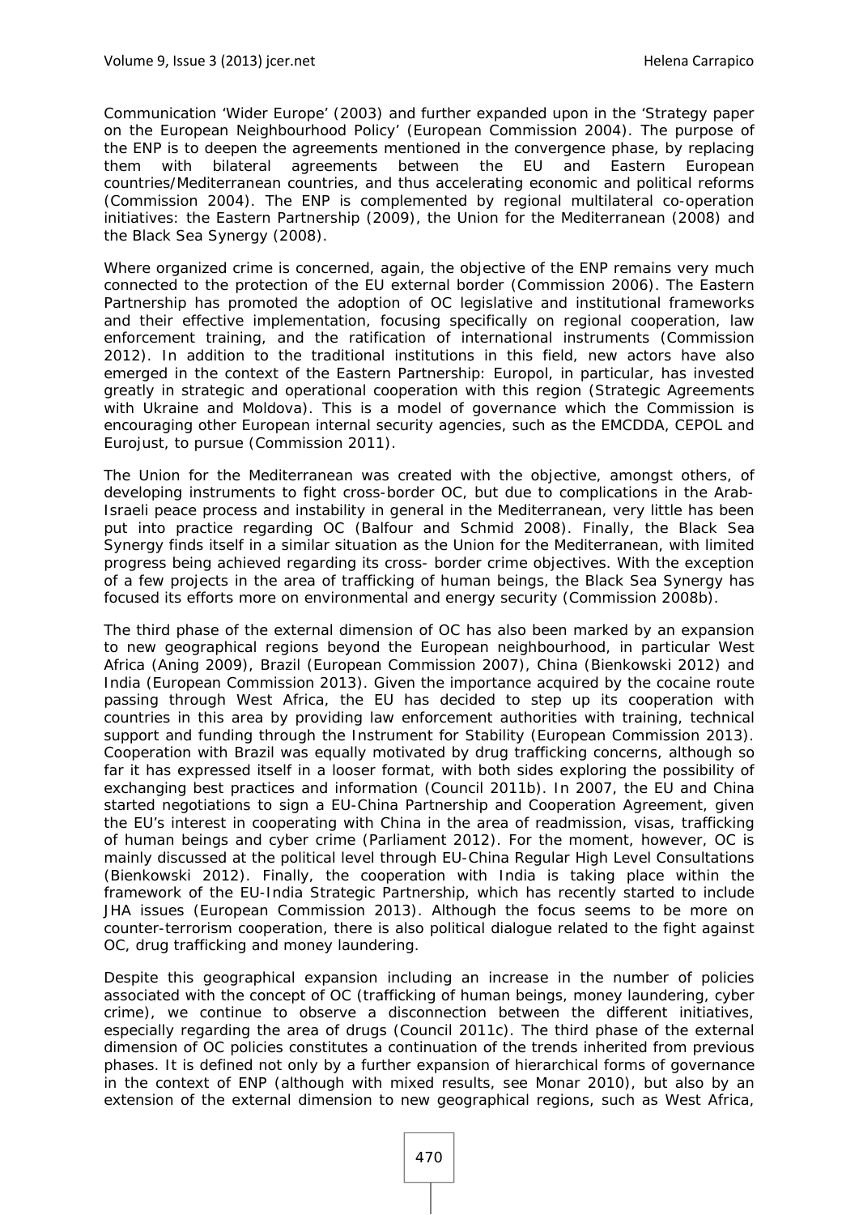Communication 'Wider Europe' (2003) and further expanded upon in the 'Strategy paper on the European Neighbourhood Policy' (European Commission 2004). The purpose of the ENP is to deepen the agreements mentioned in the convergence phase, by replacing them with bilateral agreements between the EU and Eastern European countries/Mediterranean countries, and thus accelerating economic and political reforms (Commission 2004). The ENP is complemented by regional multilateral co-operation initiatives: the Eastern Partnership (2009), the Union for the Mediterranean (2008) and the Black Sea Synergy (2008).

Where organized crime is concerned, again, the objective of the ENP remains very much connected to the protection of the EU external border (Commission 2006). The Eastern Partnership has promoted the adoption of OC legislative and institutional frameworks and their effective implementation, focusing specifically on regional cooperation, law enforcement training, and the ratification of international instruments (Commission 2012). In addition to the traditional institutions in this field, new actors have also emerged in the context of the Eastern Partnership: Europol, in particular, has invested greatly in strategic and operational cooperation with this region (Strategic Agreements with Ukraine and Moldova). This is a model of governance which the Commission is encouraging other European internal security agencies, such as the EMCDDA, CEPOL and Eurojust, to pursue (Commission 2011).

The Union for the Mediterranean was created with the objective, amongst others, of developing instruments to fight cross-border OC, but due to complications in the Arab-Israeli peace process and instability in general in the Mediterranean, very little has been put into practice regarding OC (Balfour and Schmid 2008). Finally, the Black Sea Synergy finds itself in a similar situation as the Union for the Mediterranean, with limited progress being achieved regarding its cross- border crime objectives. With the exception of a few projects in the area of trafficking of human beings, the Black Sea Synergy has focused its efforts more on environmental and energy security (Commission 2008b).

The third phase of the external dimension of OC has also been marked by an expansion to new geographical regions beyond the European neighbourhood, in particular West Africa (Aning 2009), Brazil (European Commission 2007), China (Bienkowski 2012) and India (European Commission 2013). Given the importance acquired by the cocaine route passing through West Africa, the EU has decided to step up its cooperation with countries in this area by providing law enforcement authorities with training, technical support and funding through the Instrument for Stability (European Commission 2013). Cooperation with Brazil was equally motivated by drug trafficking concerns, although so far it has expressed itself in a looser format, with both sides exploring the possibility of exchanging best practices and information (Council 2011b). In 2007, the EU and China started negotiations to sign a EU-China Partnership and Cooperation Agreement, given the EU's interest in cooperating with China in the area of readmission, visas, trafficking of human beings and cyber crime (Parliament 2012). For the moment, however, OC is mainly discussed at the political level through EU-China Regular High Level Consultations (Bienkowski 2012). Finally, the cooperation with India is taking place within the framework of the EU-India Strategic Partnership, which has recently started to include JHA issues (European Commission 2013). Although the focus seems to be more on counter-terrorism cooperation, there is also political dialogue related to the fight against OC, drug trafficking and money laundering.

Despite this geographical expansion including an increase in the number of policies associated with the concept of OC (trafficking of human beings, money laundering, cyber crime), we continue to observe a disconnection between the different initiatives, especially regarding the area of drugs (Council 2011c). The third phase of the external dimension of OC policies constitutes a continuation of the trends inherited from previous phases. It is defined not only by a further expansion of hierarchical forms of governance in the context of ENP (although with mixed results, see Monar 2010), but also by an extension of the external dimension to new geographical regions, such as West Africa,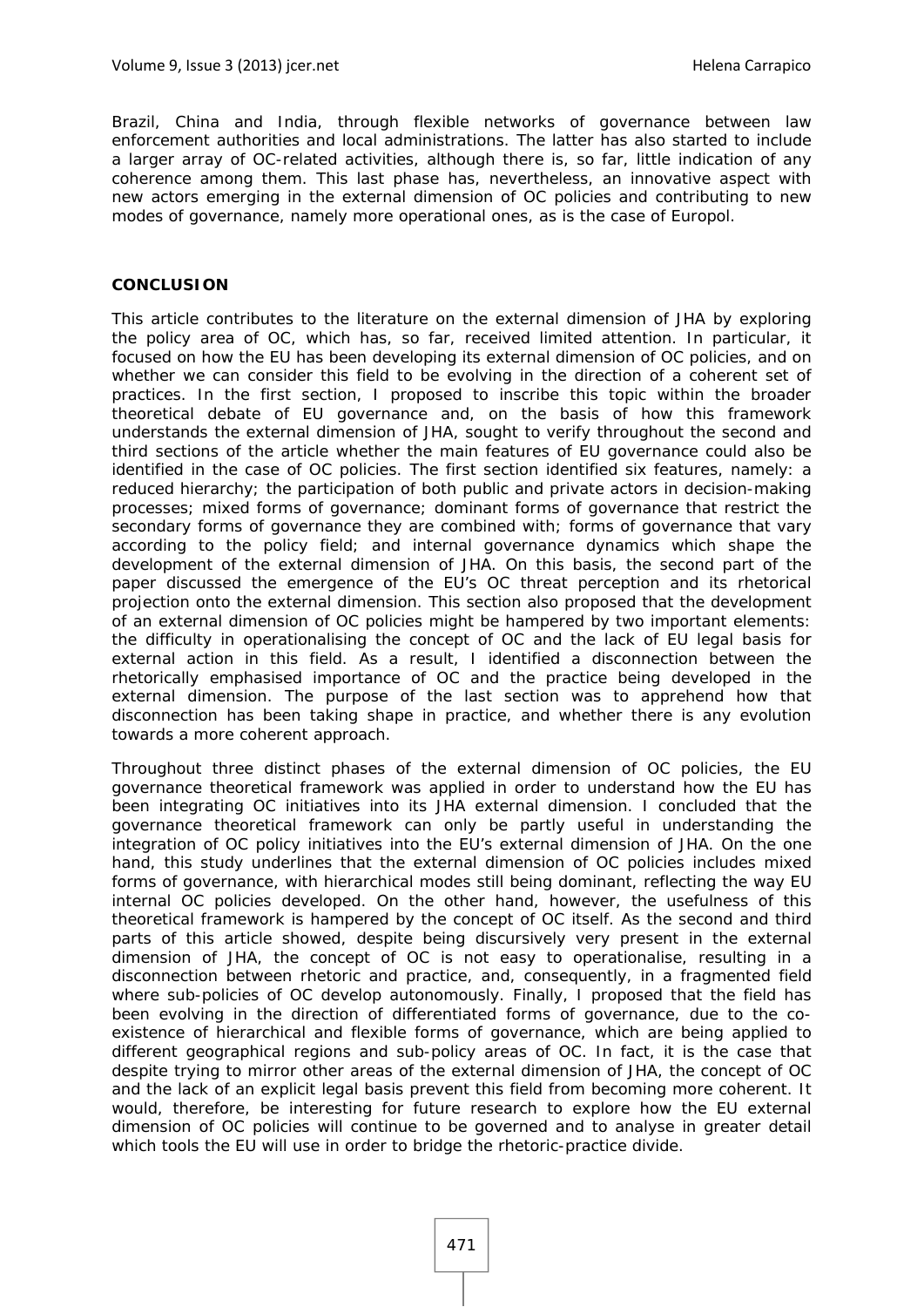Brazil, China and India, through flexible networks of governance between law enforcement authorities and local administrations. The latter has also started to include a larger array of OC-related activities, although there is, so far, little indication of any coherence among them. This last phase has, nevertheless, an innovative aspect with new actors emerging in the external dimension of OC policies and contributing to new modes of governance, namely more operational ones, as is the case of Europol.

## CONCLUSION

This article contributes to the literature on the external dimension of JHA by exploring the policy area of OC, which has, so far, received limited attention. In particular, it focused on how the EU has been developing its external dimension of OC policies, and on whether we can consider this field to be evolving in the direction of a coherent set of practices. In the first section, I proposed to inscribe this topic within the broader theoretical debate of EU governance and, on the basis of how this framework understands the external dimension of JHA, sought to verify throughout the second and third sections of the article whether the main features of EU governance could also be identified in the case of OC policies. The first section identified six features, namely: a reduced hierarchy; the participation of both public and private actors in decision-making processes; mixed forms of governance; dominant forms of governance that restrict the secondary forms of governance they are combined with; forms of governance that vary according to the policy field; and internal governance dynamics which shape the development of the external dimension of JHA. On this basis, the second part of the paper discussed the emergence of the EU's OC threat perception and its rhetorical projection onto the external dimension. This section also proposed that the development of an external dimension of OC policies might be hampered by two important elements: the difficulty in operationalising the concept of OC and the lack of EU legal basis for external action in this field. As a result, I identified a disconnection between the rhetorically emphasised importance of OC and the practice being developed in the external dimension. The purpose of the last section was to apprehend how that disconnection has been taking shape in practice, and whether there is any evolution towards a more coherent approach.

Throughout three distinct phases of the external dimension of OC policies, the EU governance theoretical framework was applied in order to understand how the EU has been integrating OC initiatives into its JHA external dimension. I concluded that the governance theoretical framework can only be partly useful in understanding the integration of OC policy initiatives into the EU's external dimension of JHA. On the one hand, this study underlines that the external dimension of OC policies includes mixed forms of governance, with hierarchical modes still being dominant, reflecting the way EU internal OC policies developed. On the other hand, however, the usefulness of this theoretical framework is hampered by the concept of OC itself. As the second and third parts of this article showed, despite being discursively very present in the external dimension of JHA, the concept of OC is not easy to operationalise, resulting in a disconnection between rhetoric and practice, and, consequently, in a fragmented field where sub-policies of OC develop autonomously. Finally, I proposed that the field has been evolving in the direction of differentiated forms of governance, due to the co-existence of hierarchical and flexible forms of governance, which are being applied to different geographical regions and sub-policy areas of OC. In fact, it is the case that despite trying to mirror other areas of the external dimension of JHA, the concept of OC and the lack of an explicit legal basis prevent this field from becoming more coherent. It would, therefore, be interesting for future research to explore how the EU external dimension of OC policies will continue to be governed and to analyse in greater detail which tools the EU will use in order to bridge the rhetoric-practice divide.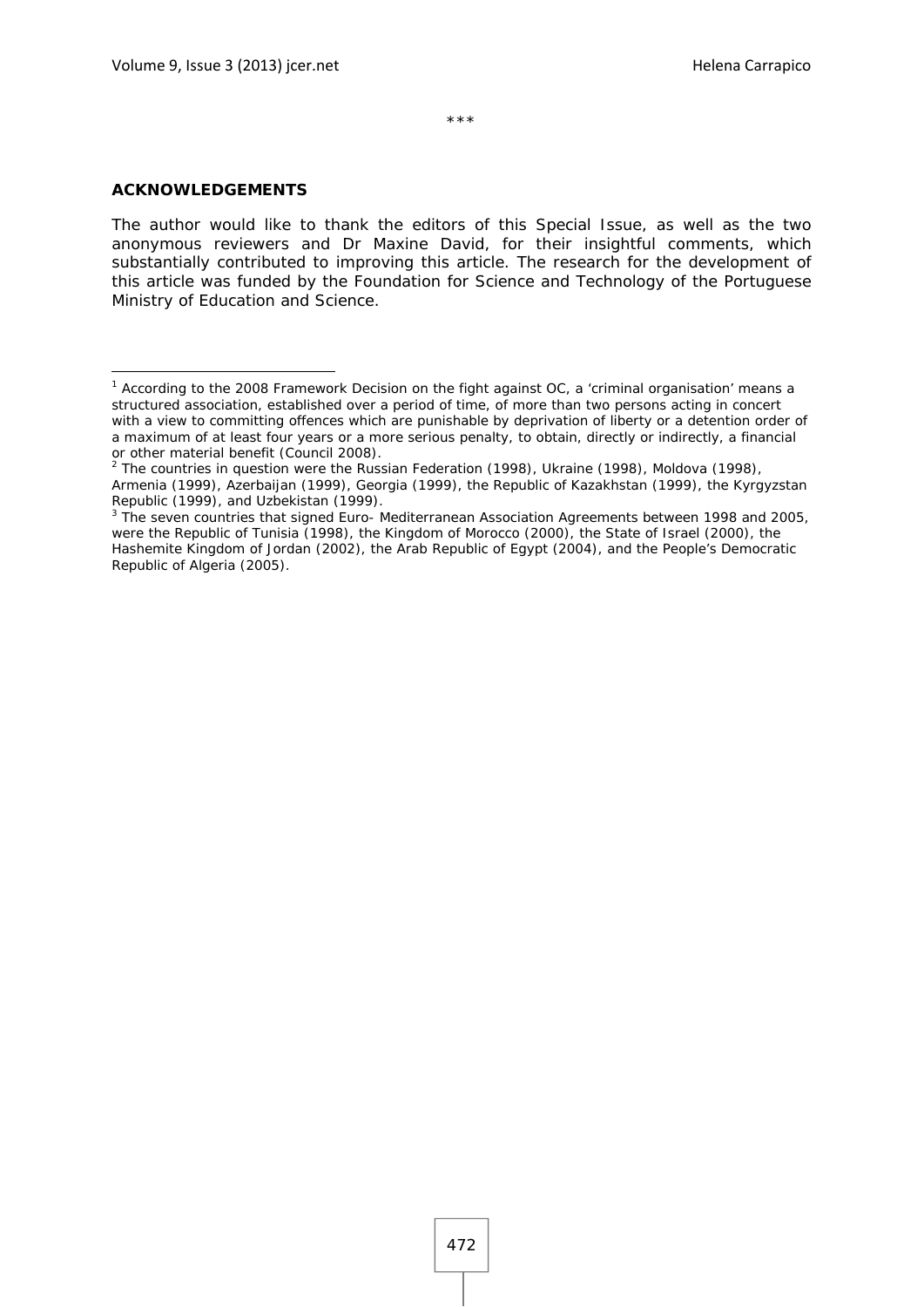***

**ACKNOWLEDGEMENTS**

The author would like to thank the editors of this Special Issue, as well as the two anonymous reviewers and Dr Maxine David, for their insightful comments, which substantially contributed to improving this article. The research for the development of this article was funded by the Foundation for Science and Technology of the Portuguese Ministry of Education and Science.

---

[1] According to the 2008 Framework Decision on the fight against OC, a 'criminal organisation' means a structured association, established over a period of time, of more than two persons acting in concert with a view to committing offences which are punishable by deprivation of liberty or a detention order of a maximum of at least four years or a more serious penalty, to obtain, directly or indirectly, a financial or other material benefit (Council 2008).

[2] The countries in question were the Russian Federation (1998), Ukraine (1998), Moldova (1998), Armenia (1999), Azerbaijan (1999), Georgia (1999), the Republic of Kazakhstan (1999), the Kyrgyzstan Republic (1999), and Uzbekistan (1999).

[3] The seven countries that signed Euro- Mediterranean Association Agreements between 1998 and 2005, were the Republic of Tunisia (1998), the Kingdom of Morocco (2000), the State of Israel (2000), the Hashemite Kingdom of Jordan (2002), the Arab Republic of Egypt (2004), and the People's Democratic Republic of Algeria (2005).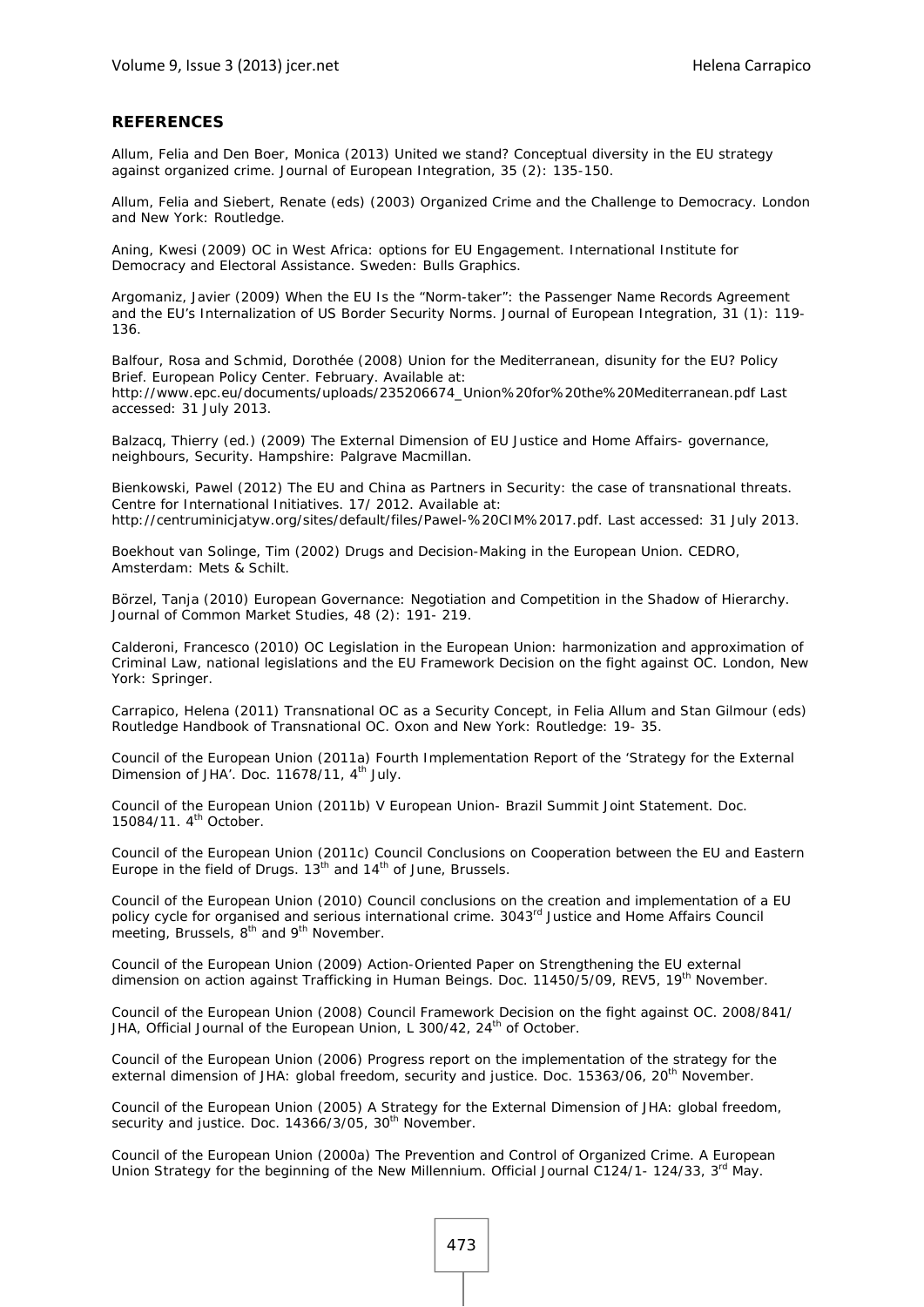## REFERENCES

Allum, Felia and Den Boer, Monica (2013) United we stand? Conceptual diversity in the EU strategy against organized crime. Journal of European Integration, 35 (2): 135-150.

Allum, Felia and Siebert, Renate (eds) (2003) Organized Crime and the Challenge to Democracy. London and New York: Routledge.

Aning, Kwesi (2009) OC in West Africa: options for EU Engagement. International Institute for Democracy and Electoral Assistance. Sweden: Bulls Graphics.

Argomaniz, Javier (2009) When the EU Is the "Norm-taker": the Passenger Name Records Agreement and the EU's Internalization of US Border Security Norms. Journal of European Integration, 31 (1): 119-136.

Balfour, Rosa and Schmid, Dorothée (2008) Union for the Mediterranean, disunity for the EU? Policy Brief. European Policy Center. February. Available at: http://www.epc.eu/documents/uploads/235206674_Union%20for%20the%20Mediterranean.pdf Last accessed: 31 July 2013.

Balzacq, Thierry (ed.) (2009) The External Dimension of EU Justice and Home Affairs- governance, neighbours, Security. Hampshire: Palgrave Macmillan.

Bienkowski, Pawel (2012) The EU and China as Partners in Security: the case of transnational threats. Centre for International Initiatives. 17/ 2012. Available at: http://centruminicjatyw.org/sites/default/files/Pawel-%20CIM%2017.pdf. Last accessed: 31 July 2013.

Boekhout van Solinge, Tim (2002) Drugs and Decision-Making in the European Union. CEDRO, Amsterdam: Mets & Schilt.

Börzel, Tanja (2010) European Governance: Negotiation and Competition in the Shadow of Hierarchy. Journal of Common Market Studies, 48 (2): 191- 219.

Calderoni, Francesco (2010) OC Legislation in the European Union: harmonization and approximation of Criminal Law, national legislations and the EU Framework Decision on the fight against OC. London, New York: Springer.

Carrapico, Helena (2011) Transnational OC as a Security Concept, in Felia Allum and Stan Gilmour (eds) Routledge Handbook of Transnational OC. Oxon and New York: Routledge: 19- 35.

Council of the European Union (2011a) Fourth Implementation Report of the 'Strategy for the External Dimension of JHA'. Doc. 11678/11, 4th July.

Council of the European Union (2011b) V European Union- Brazil Summit Joint Statement. Doc. 15084/11. 4th October.

Council of the European Union (2011c) Council Conclusions on Cooperation between the EU and Eastern Europe in the field of Drugs. 13th and 14th of June, Brussels.

Council of the European Union (2010) Council conclusions on the creation and implementation of a EU policy cycle for organised and serious international crime. 3043rd Justice and Home Affairs Council meeting, Brussels, 8th and 9th November.

Council of the European Union (2009) Action-Oriented Paper on Strengthening the EU external dimension on action against Trafficking in Human Beings. Doc. 11450/5/09, REV5, 19th November.

Council of the European Union (2008) Council Framework Decision on the fight against OC. 2008/841/ JHA, Official Journal of the European Union, L 300/42, 24th of October.

Council of the European Union (2006) Progress report on the implementation of the strategy for the external dimension of JHA: global freedom, security and justice. Doc. 15363/06, 20th November.

Council of the European Union (2005) A Strategy for the External Dimension of JHA: global freedom, security and justice. Doc. 14366/3/05, 30th November.

Council of the European Union (2000a) The Prevention and Control of Organized Crime. A European Union Strategy for the beginning of the New Millennium. Official Journal C124/1- 124/33, 3rd May.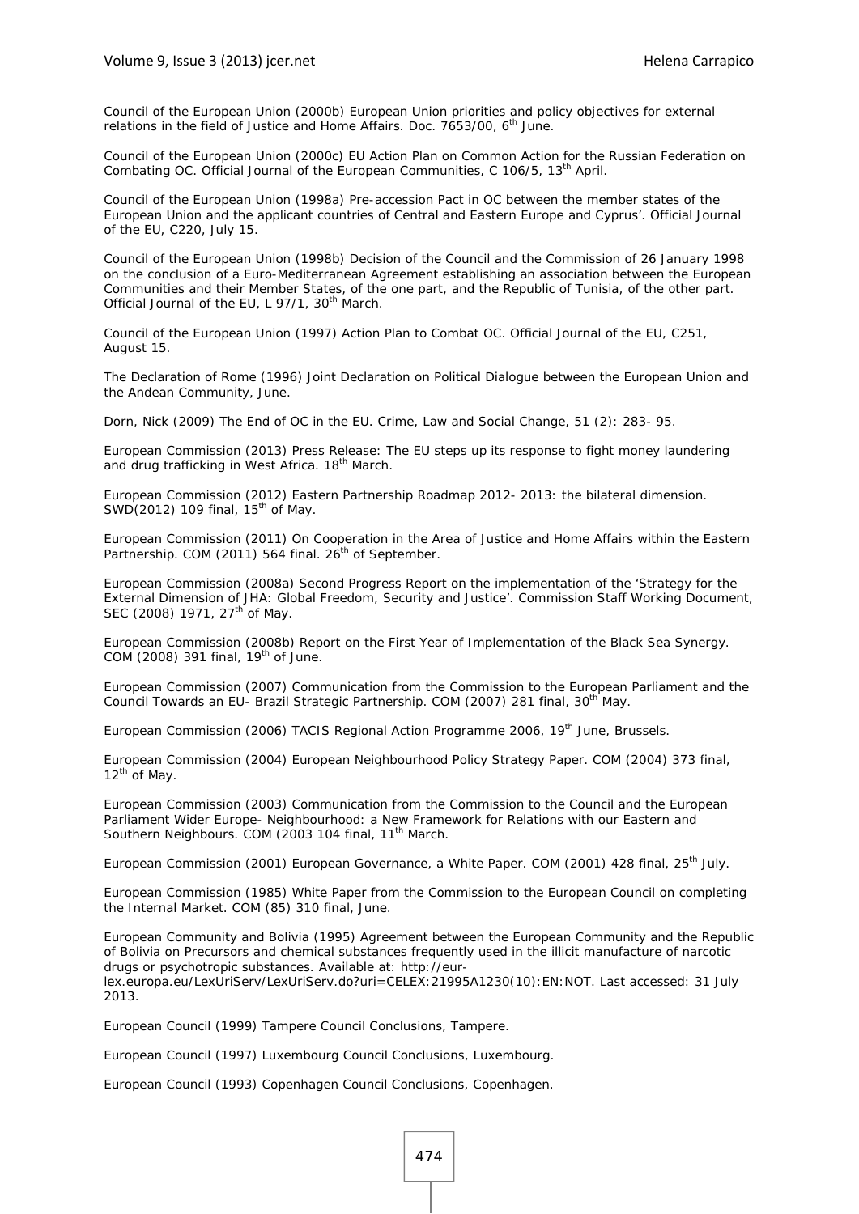Council of the European Union (2000b) European Union priorities and policy objectives for external relations in the field of Justice and Home Affairs. Doc. 7653/00, 6th June.

Council of the European Union (2000c) EU Action Plan on Common Action for the Russian Federation on Combating OC. Official Journal of the European Communities, C 106/5, 13th April.

Council of the European Union (1998a) Pre-accession Pact in OC between the member states of the European Union and the applicant countries of Central and Eastern Europe and Cyprus'. Official Journal of the EU, C220, July 15.

Council of the European Union (1998b) Decision of the Council and the Commission of 26 January 1998 on the conclusion of a Euro-Mediterranean Agreement establishing an association between the European Communities and their Member States, of the one part, and the Republic of Tunisia, of the other part. Official Journal of the EU, L 97/1, 30th March.

Council of the European Union (1997) Action Plan to Combat OC. Official Journal of the EU, C251, August 15.

The Declaration of Rome (1996) Joint Declaration on Political Dialogue between the European Union and the Andean Community, June.

Dorn, Nick (2009) The End of OC in the EU. Crime, Law and Social Change, 51 (2): 283- 95.

European Commission (2013) Press Release: The EU steps up its response to fight money laundering and drug trafficking in West Africa. 18th March.

European Commission (2012) Eastern Partnership Roadmap 2012- 2013: the bilateral dimension. SWD(2012) 109 final, 15th of May.

European Commission (2011) On Cooperation in the Area of Justice and Home Affairs within the Eastern Partnership. COM (2011) 564 final. 26th of September.

European Commission (2008a) Second Progress Report on the implementation of the 'Strategy for the External Dimension of JHA: Global Freedom, Security and Justice'. Commission Staff Working Document, SEC (2008) 1971, 27th of May.

European Commission (2008b) Report on the First Year of Implementation of the Black Sea Synergy. COM (2008) 391 final, 19th of June.

European Commission (2007) Communication from the Commission to the European Parliament and the Council Towards an EU- Brazil Strategic Partnership. COM (2007) 281 final, 30th May.

European Commission (2006) TACIS Regional Action Programme 2006, 19th June, Brussels.

European Commission (2004) European Neighbourhood Policy Strategy Paper. COM (2004) 373 final, 12th of May.

European Commission (2003) Communication from the Commission to the Council and the European Parliament Wider Europe- Neighbourhood: a New Framework for Relations with our Eastern and Southern Neighbours. COM (2003 104 final, 11th March.

European Commission (2001) European Governance, a White Paper. COM (2001) 428 final, 25th July.

European Commission (1985) White Paper from the Commission to the European Council on completing the Internal Market. COM (85) 310 final, June.

European Community and Bolivia (1995) Agreement between the European Community and the Republic of Bolivia on Precursors and chemical substances frequently used in the illicit manufacture of narcotic drugs or psychotropic substances. Available at: http://eur-lex.europa.eu/LexUriServ/LexUriServ.do?uri=CELEX:21995A1230(10):EN:NOT. Last accessed: 31 July 2013.

European Council (1999) Tampere Council Conclusions, Tampere.

European Council (1997) Luxembourg Council Conclusions, Luxembourg.

European Council (1993) Copenhagen Council Conclusions, Copenhagen.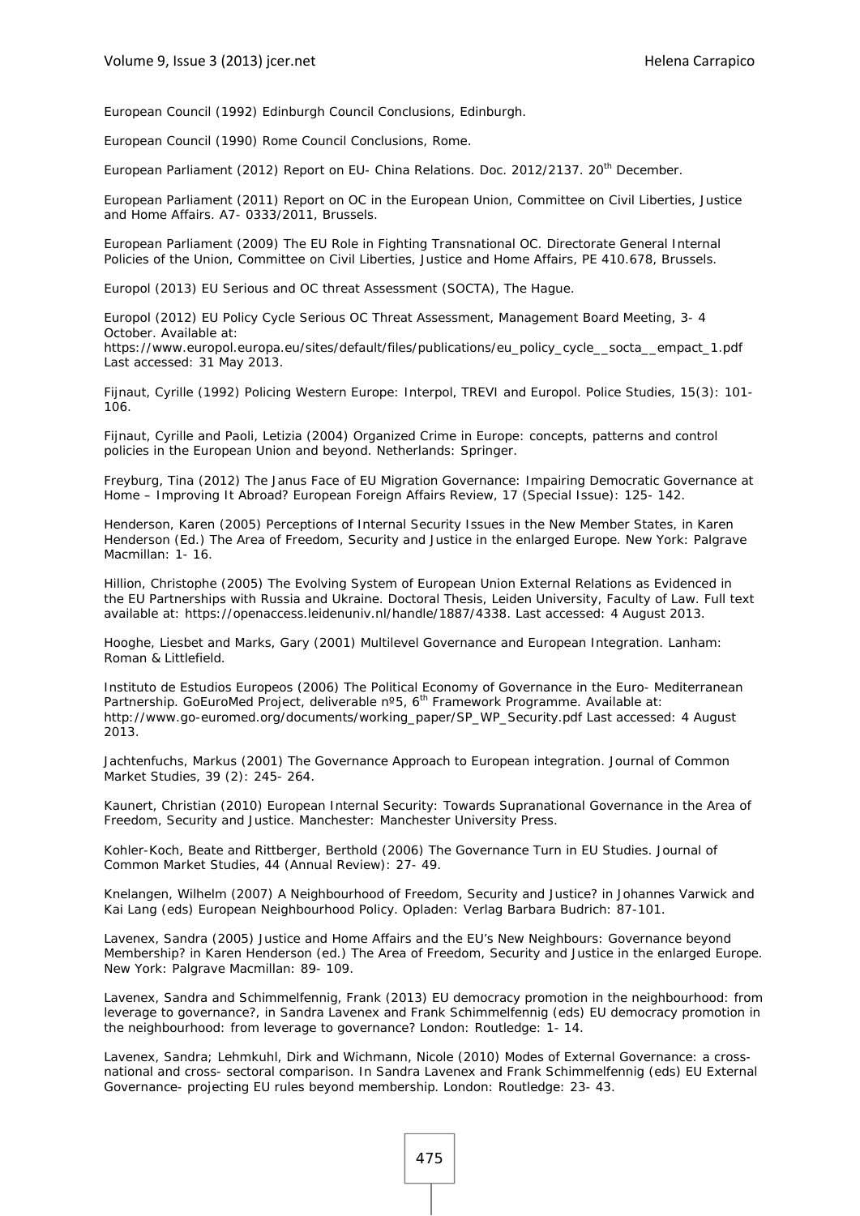European Council (1992) Edinburgh Council Conclusions, Edinburgh.

European Council (1990) Rome Council Conclusions, Rome.

European Parliament (2012) Report on EU- China Relations. Doc. 2012/2137. 20th December.

European Parliament (2011) Report on OC in the European Union, Committee on Civil Liberties, Justice and Home Affairs. A7- 0333/2011, Brussels.

European Parliament (2009) The EU Role in Fighting Transnational OC. Directorate General Internal Policies of the Union, Committee on Civil Liberties, Justice and Home Affairs, PE 410.678, Brussels.

Europol (2013) EU Serious and OC threat Assessment (SOCTA), The Hague.

Europol (2012) EU Policy Cycle Serious OC Threat Assessment, Management Board Meeting, 3- 4 October. Available at: https://www.europol.europa.eu/sites/default/files/publications/eu_policy_cycle__socta__empact_1.pdf Last accessed: 31 May 2013.

Fijnaut, Cyrille (1992) Policing Western Europe: Interpol, TREVI and Europol. *Police Studies*, 15(3): 101- 106.

Fijnaut, Cyrille and Paoli, Letizia (2004) *Organized Crime in Europe: concepts, patterns and control policies in the European Union and beyond*. Netherlands: Springer.

Freyburg, Tina (2012) The Janus Face of EU Migration Governance: Impairing Democratic Governance at Home – Improving It Abroad? *European Foreign Affairs Review*, 17 (Special Issue): 125- 142.

Henderson, Karen (2005) Perceptions of Internal Security Issues in the New Member States, in Karen Henderson (Ed.) *The Area of Freedom, Security and Justice in the enlarged Europe*. New York: Palgrave Macmillan: 1- 16.

Hillion, Christophe (2005) *The Evolving System of European Union External Relations as Evidenced in the EU Partnerships with Russia and Ukraine*. Doctoral Thesis, Leiden University, Faculty of Law. Full text available at: https://openaccess.leidenuniv.nl/handle/1887/4338. Last accessed: 4 August 2013.

Hooghe, Liesbet and Marks, Gary (2001) *Multilevel Governance and European Integration*. Lanham: Roman & Littlefield.

Instituto de Estudios Europeos (2006) The Political Economy of Governance in the Euro- Mediterranean Partnership. GoEuroMed Project, deliverable nº5, 6th Framework Programme. Available at: http://www.go-euromed.org/documents/working_paper/SP_WP_Security.pdf Last accessed: 4 August 2013.

Jachtenfuchs, Markus (2001) The Governance Approach to European integration. *Journal of Common Market Studies*, 39 (2): 245- 264.

Kaunert, Christian (2010) *European Internal Security: Towards Supranational Governance in the Area of Freedom, Security and Justice*. Manchester: Manchester University Press.

Kohler-Koch, Beate and Rittberger, Berthold (2006) The Governance Turn in EU Studies. *Journal of Common Market Studies*, 44 (Annual Review): 27- 49.

Knelangen, Wilhelm (2007) A Neighbourhood of Freedom, Security and Justice? in Johannes Varwick and Kai Lang (eds) *European Neighbourhood Policy*. Opladen: Verlag Barbara Budrich: 87-101.

Lavenex, Sandra (2005) Justice and Home Affairs and the EU's New Neighbours: Governance beyond Membership? in Karen Henderson (ed.) *The Area of Freedom, Security and Justice in the enlarged Europe*. New York: Palgrave Macmillan: 89- 109.

Lavenex, Sandra and Schimmelfennig, Frank (2013) EU democracy promotion in the neighbourhood: from leverage to governance?, in Sandra Lavenex and Frank Schimmelfennig (eds) *EU democracy promotion in the neighbourhood: from leverage to governance?* London: Routledge: 1- 14.

Lavenex, Sandra; Lehmkuhl, Dirk and Wichmann, Nicole (2010) Modes of External Governance: a cross-national and cross- sectoral comparison. In Sandra Lavenex and Frank Schimmelfennig (eds) *EU External Governance- projecting EU rules beyond membership*. London: Routledge: 23- 43.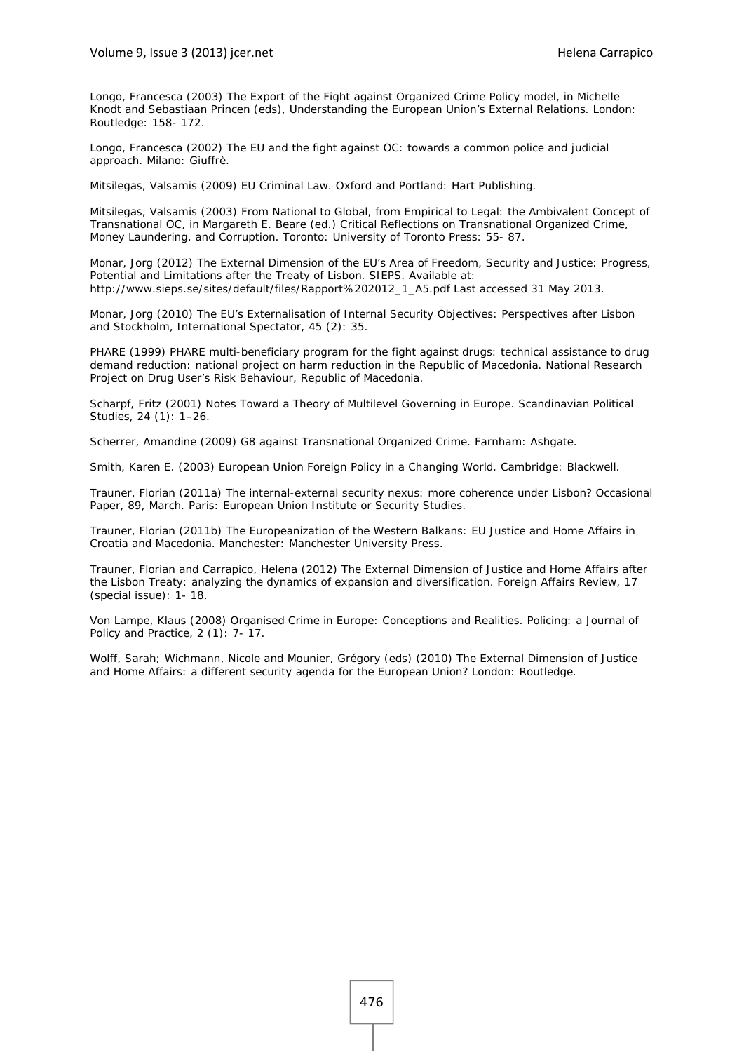Longo, Francesca (2003) The Export of the Fight against Organized Crime Policy model, in Michelle Knodt and Sebastiaan Princen (eds), Understanding the European Union's External Relations. London: Routledge: 158- 172.

Longo, Francesca (2002) The EU and the fight against OC: towards a common police and judicial approach. Milano: Giuffrè.

Mitsilegas, Valsamis (2009) EU Criminal Law. Oxford and Portland: Hart Publishing.

Mitsilegas, Valsamis (2003) From National to Global, from Empirical to Legal: the Ambivalent Concept of Transnational OC, in Margareth E. Beare (ed.) Critical Reflections on Transnational Organized Crime, Money Laundering, and Corruption. Toronto: University of Toronto Press: 55- 87.

Monar, Jorg (2012) The External Dimension of the EU's Area of Freedom, Security and Justice: Progress, Potential and Limitations after the Treaty of Lisbon. SIEPS. Available at: http://www.sieps.se/sites/default/files/Rapport%202012_1_A5.pdf Last accessed 31 May 2013.

Monar, Jorg (2010) The EU's Externalisation of Internal Security Objectives: Perspectives after Lisbon and Stockholm, International Spectator, 45 (2): 35.

PHARE (1999) PHARE multi-beneficiary program for the fight against drugs: technical assistance to drug demand reduction: national project on harm reduction in the Republic of Macedonia. National Research Project on Drug User's Risk Behaviour, Republic of Macedonia.

Scharpf, Fritz (2001) Notes Toward a Theory of Multilevel Governing in Europe. Scandinavian Political Studies, 24 (1): 1–26.

Scherrer, Amandine (2009) G8 against Transnational Organized Crime. Farnham: Ashgate.

Smith, Karen E. (2003) European Union Foreign Policy in a Changing World. Cambridge: Blackwell.

Trauner, Florian (2011a) The internal-external security nexus: more coherence under Lisbon? Occasional Paper, 89, March. Paris: European Union Institute or Security Studies.

Trauner, Florian (2011b) The Europeanization of the Western Balkans: EU Justice and Home Affairs in Croatia and Macedonia. Manchester: Manchester University Press.

Trauner, Florian and Carrapico, Helena (2012) The External Dimension of Justice and Home Affairs after the Lisbon Treaty: analyzing the dynamics of expansion and diversification. Foreign Affairs Review, 17 (special issue): 1- 18.

Von Lampe, Klaus (2008) Organised Crime in Europe: Conceptions and Realities. Policing: a Journal of Policy and Practice, 2 (1): 7- 17.

Wolff, Sarah; Wichmann, Nicole and Mounier, Grégory (eds) (2010) The External Dimension of Justice and Home Affairs: a different security agenda for the European Union? London: Routledge.